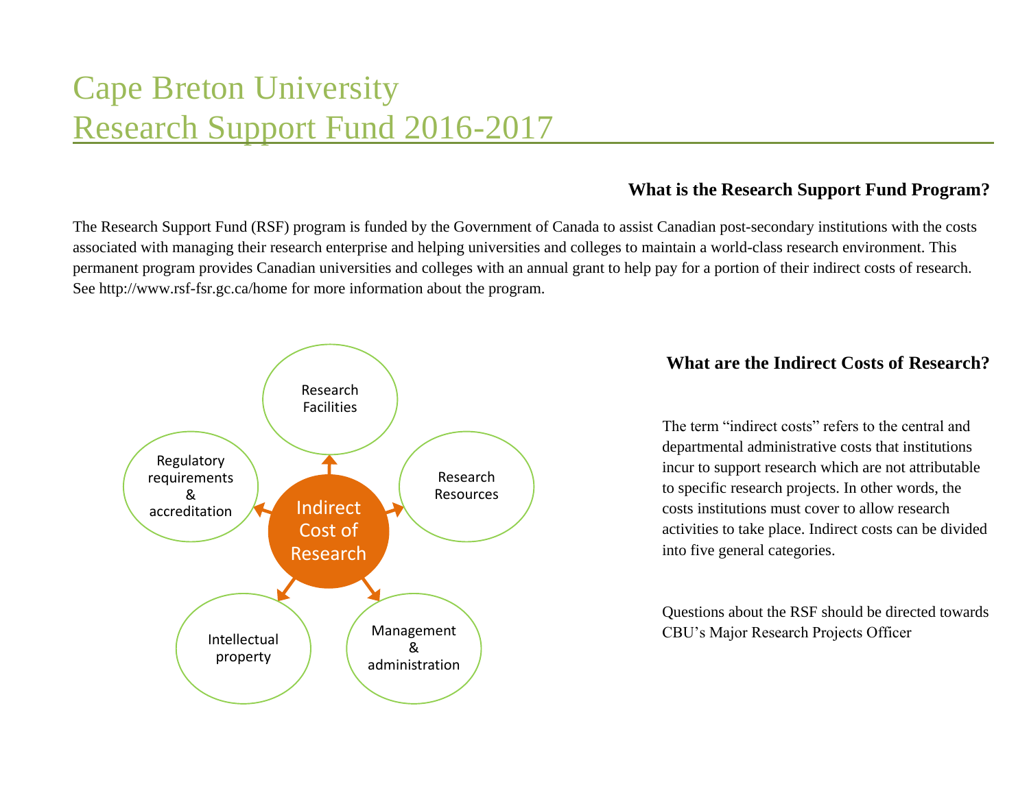# Cape Breton University
# Research Support Fund 2016-2017

### What is the Research Support Fund Program?

The Research Support Fund (RSF) program is funded by the Government of Canada to assist Canadian post-secondary institutions with the costs associated with managing their research enterprise and helping universities and colleges to maintain a world-class research environment. This permanent program provides Canadian universities and colleges with an annual grant to help pay for a portion of their indirect costs of research. See http://www.rsf-fsr.gc.ca/home for more information about the program.

Indirect Cost of Research

- Research Facilities
- Research Resources
- Management & administration
- Intellectual property
- Regulatory requirements & accreditation

### What are the Indirect Costs of Research?

The term "indirect costs" refers to the central and departmental administrative costs that institutions incur to support research which are not attributable to specific research projects. In other words, the costs institutions must cover to allow research activities to take place. Indirect costs can be divided into five general categories.

Questions about the RSF should be directed towards CBU's Major Research Projects Officer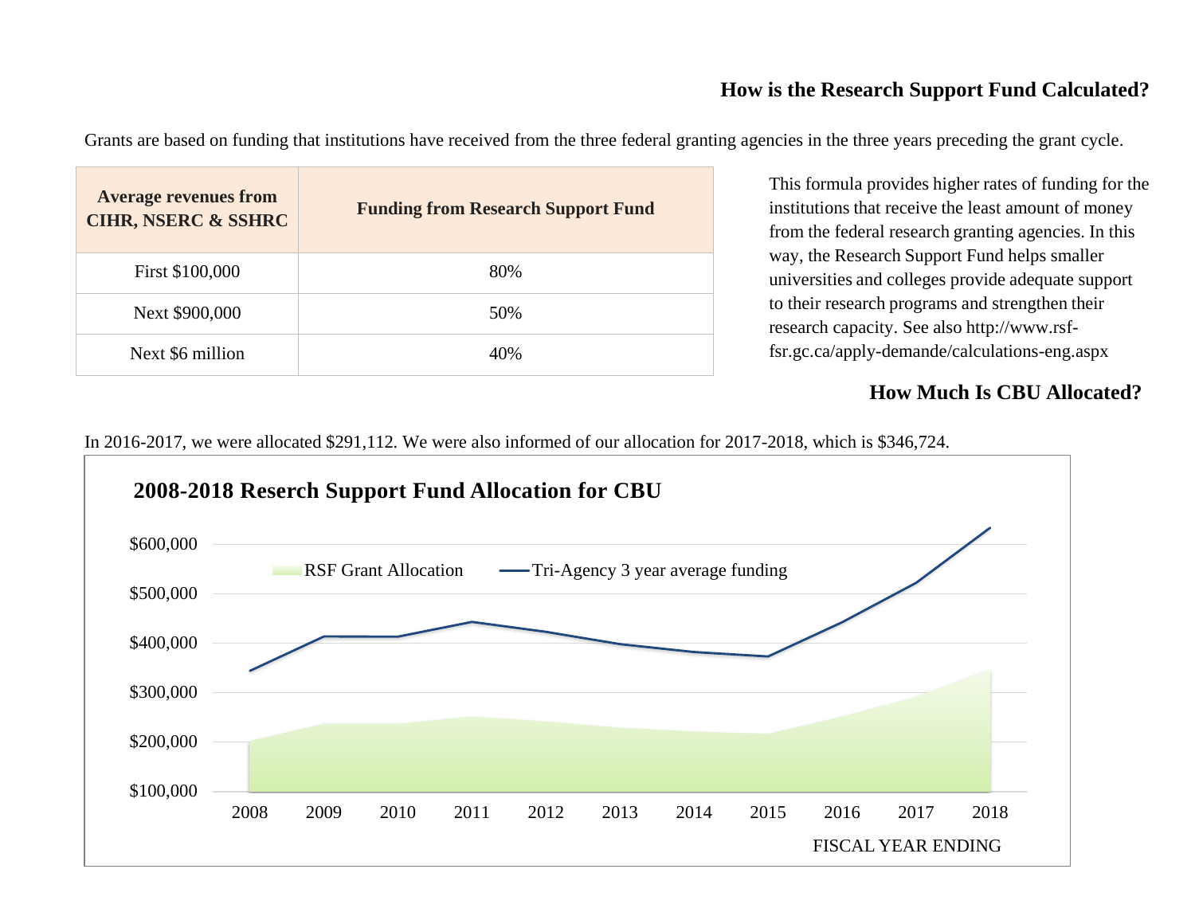## How is the Research Support Fund Calculated?

Grants are based on funding that institutions have received from the three federal granting agencies in the three years preceding the grant cycle.

| Average revenues from CIHR, NSERC & SSHRC | Funding from Research Support Fund |
|---|---|
| First $100,000 | 80% |
| Next $900,000 | 50% |
| Next $6 million | 40% |

This formula provides higher rates of funding for the institutions that receive the least amount of money from the federal research granting agencies. In this way, the Research Support Fund helps smaller universities and colleges provide adequate support to their research programs and strengthen their research capacity. See also http://www.rsf-fsr.gc.ca/apply-demande/calculations-eng.aspx

## How Much Is CBU Allocated?

In 2016-2017, we were allocated $291,112. We were also informed of our allocation for 2017-2018, which is $346,724.

**2008-2018 Reserch Support Fund Allocation for CBU**

RSF Grant Allocation — Tri-Agency 3 year average funding

$600,000 · $500,000 · $400,000 · $300,000 · $200,000 · $100,000

2008 2009 2010 2011 2012 2013 2014 2015 2016 2017 2018

FISCAL YEAR ENDING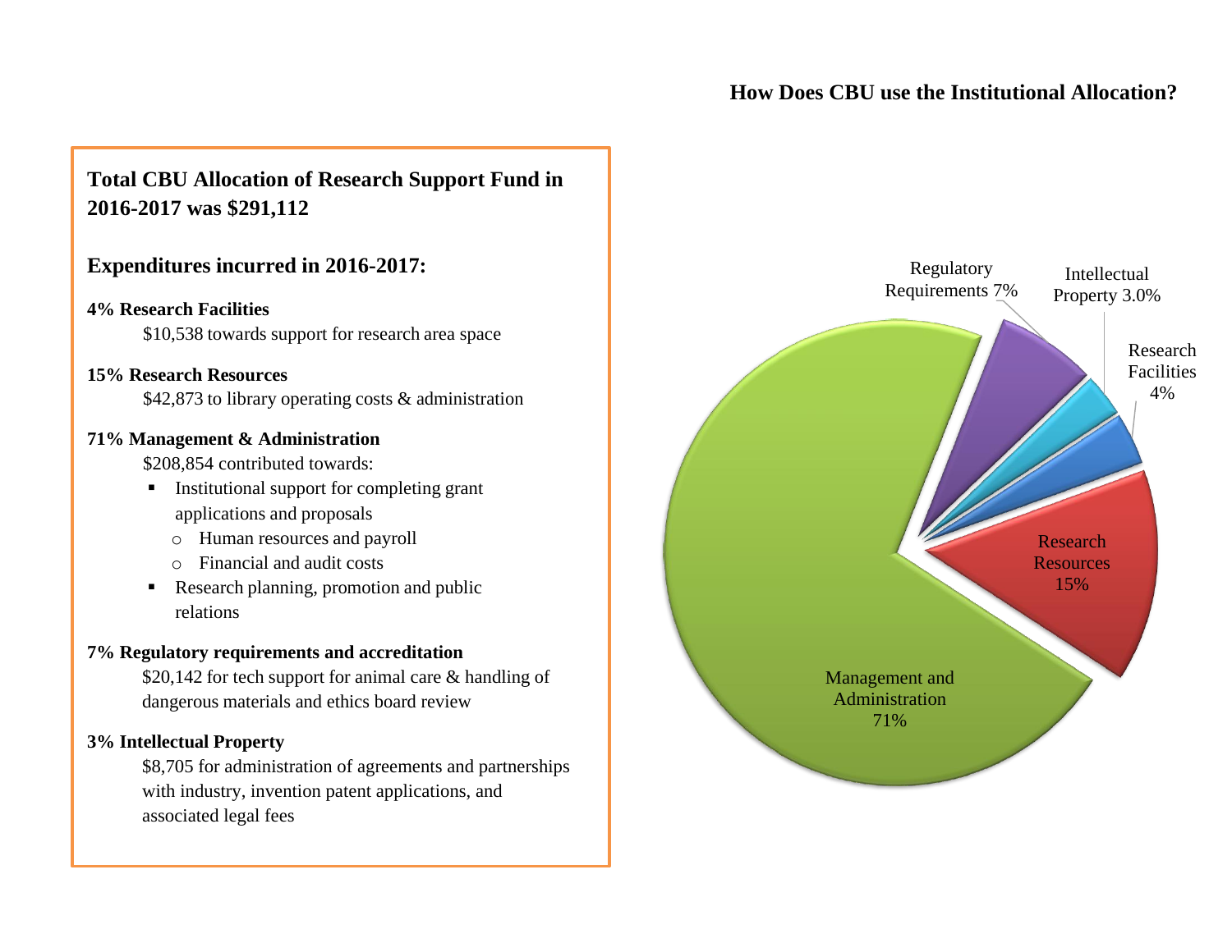## How Does CBU use the Institutional Allocation?

**Total CBU Allocation of Research Support Fund in 2016-2017 was $291,112**

### Expenditures incurred in 2016-2017:

**4% Research Facilities**

$10,538 towards support for research area space

**15% Research Resources**

$42,873 to library operating costs & administration

**71% Management & Administration**

$208,854 contributed towards:

- Institutional support for completing grant applications and proposals
  - Human resources and payroll
  - Financial and audit costs
- Research planning, promotion and public relations

**7% Regulatory requirements and accreditation**

$20,142 for tech support for animal care & handling of dangerous materials and ethics board review

**3% Intellectual Property**

$8,705 for administration of agreements and partnerships with industry, invention patent applications, and associated legal fees

Regulatory Requirements 7%

Intellectual Property 3.0%

Research Facilities 4%

Research Resources 15%

Management and Administration 71%